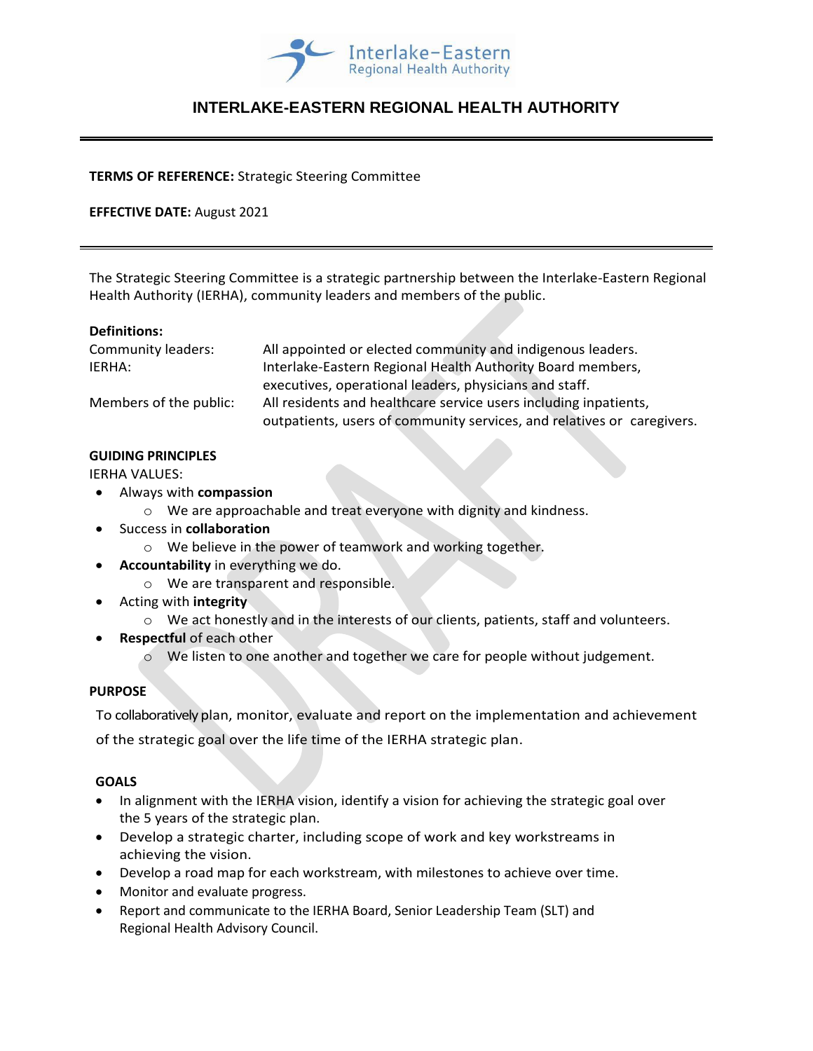# INTERLAKE-EASTERN REGIONAL HEALTH AUTHORITY

**TERMS OF REFERENCE:** Strategic Steering Committee

**EFFECTIVE DATE:** August 2021

The Strategic Steering Committee is a strategic partnership between the Interlake-Eastern Regional Health Authority (IERHA), community leaders and members of the public.

**Definitions:**

| | |
|---|---|
| Community leaders: | All appointed or elected community and indigenous leaders. |
| IERHA: | Interlake-Eastern Regional Health Authority Board members, executives, operational leaders, physicians and staff. |
| Members of the public: | All residents and healthcare service users including inpatients, outpatients, users of community services, and relatives or caregivers. |

**GUIDING PRINCIPLES**

IERHA VALUES:

- Always with **compassion**
  - We are approachable and treat everyone with dignity and kindness.
- Success in **collaboration**
  - We believe in the power of teamwork and working together.
- **Accountability** in everything we do.
  - We are transparent and responsible.
- Acting with **integrity**
  - We act honestly and in the interests of our clients, patients, staff and volunteers.
- **Respectful** of each other
  - We listen to one another and together we care for people without judgement.

**PURPOSE**

To collaboratively plan, monitor, evaluate and report on the implementation and achievement of the strategic goal over the life time of the IERHA strategic plan.

**GOALS**

- In alignment with the IERHA vision, identify a vision for achieving the strategic goal over the 5 years of the strategic plan.
- Develop a strategic charter, including scope of work and key workstreams in achieving the vision.
- Develop a road map for each workstream, with milestones to achieve over time.
- Monitor and evaluate progress.
- Report and communicate to the IERHA Board, Senior Leadership Team (SLT) and Regional Health Advisory Council.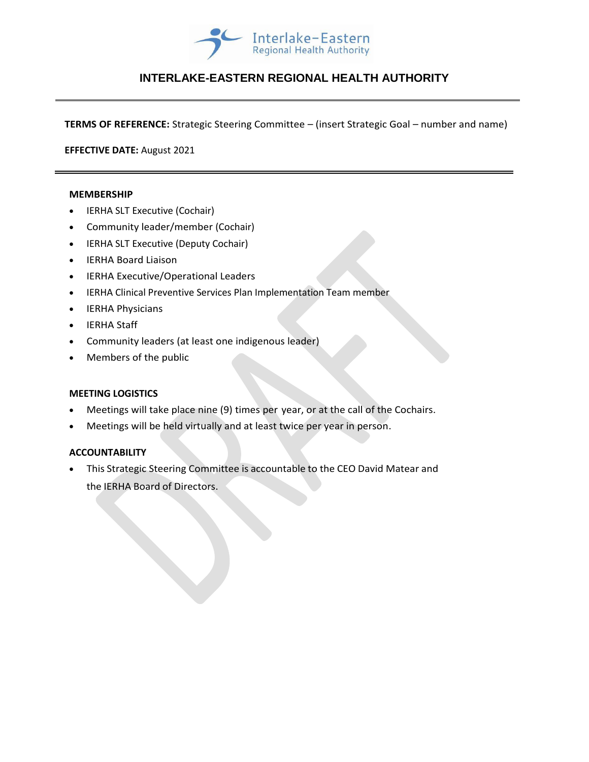# INTERLAKE-EASTERN REGIONAL HEALTH AUTHORITY

**TERMS OF REFERENCE:** Strategic Steering Committee – (insert Strategic Goal – number and name)

**EFFECTIVE DATE:** August 2021

---

**MEMBERSHIP**

- IERHA SLT Executive (Cochair)
- Community leader/member (Cochair)
- IERHA SLT Executive (Deputy Cochair)
- IERHA Board Liaison
- IERHA Executive/Operational Leaders
- IERHA Clinical Preventive Services Plan Implementation Team member
- IERHA Physicians
- IERHA Staff
- Community leaders (at least one indigenous leader)
- Members of the public

**MEETING LOGISTICS**

- Meetings will take place nine (9) times per year, or at the call of the Cochairs.
- Meetings will be held virtually and at least twice per year in person.

**ACCOUNTABILITY**

- This Strategic Steering Committee is accountable to the CEO David Matear and the IERHA Board of Directors.